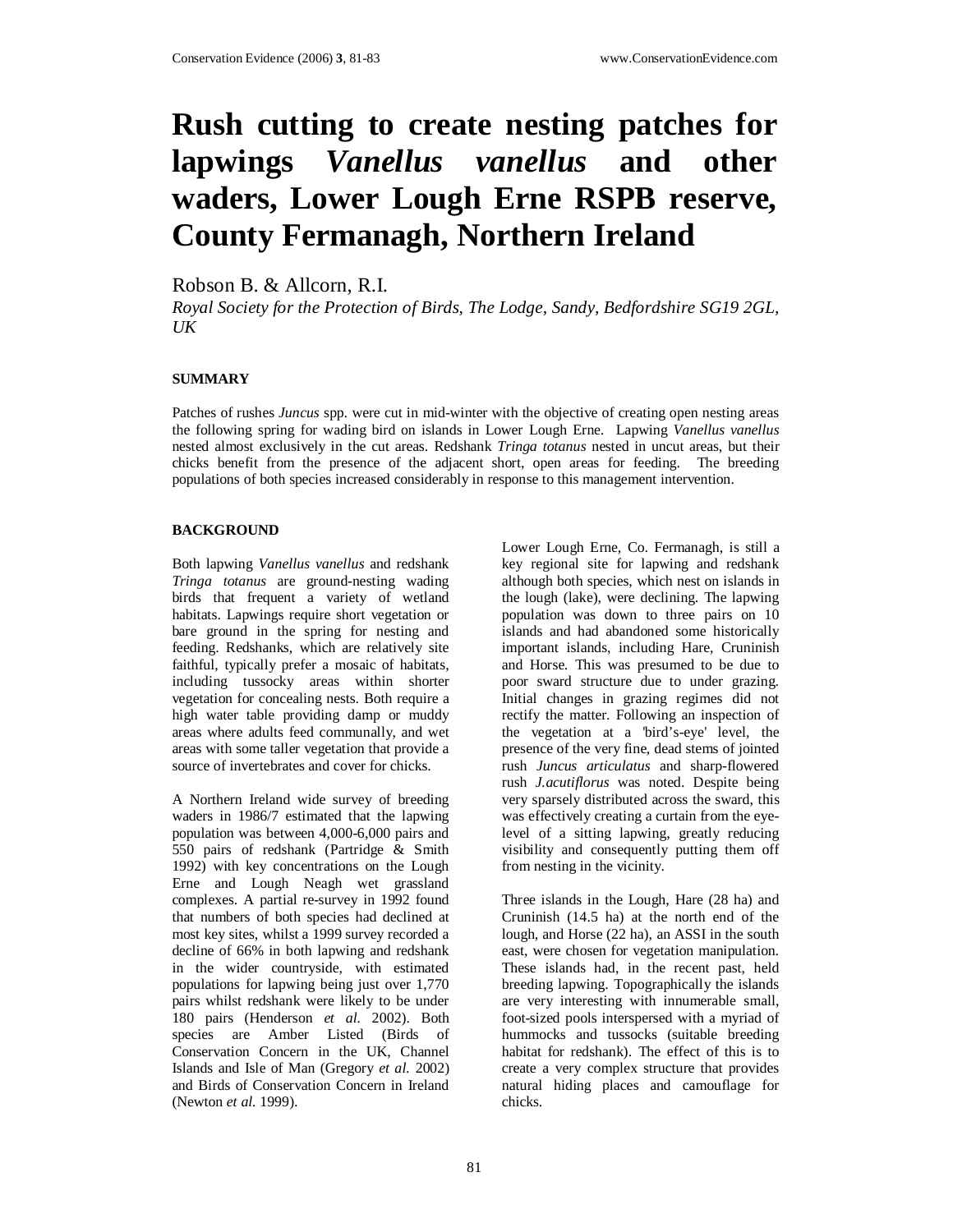# Rush cutting to create nesting patches for lapwings *Vanellus vanellus* and other waders, Lower Lough Erne RSPB reserve, County Fermanagh, Northern Ireland

Robson B. & Allcorn, R.I.

*Royal Society for the Protection of Birds, The Lodge, Sandy, Bedfordshire SG19 2GL, UK*

## SUMMARY

Patches of rushes *Juncus* spp. were cut in mid-winter with the objective of creating open nesting areas the following spring for wading bird on islands in Lower Lough Erne. Lapwing *Vanellus vanellus* nested almost exclusively in the cut areas. Redshank *Tringa totanus* nested in uncut areas, but their chicks benefit from the presence of the adjacent short, open areas for feeding. The breeding populations of both species increased considerably in response to this management intervention.

## BACKGROUND

Both lapwing *Vanellus vanellus* and redshank *Tringa totanus* are ground-nesting wading birds that frequent a variety of wetland habitats. Lapwings require short vegetation or bare ground in the spring for nesting and feeding. Redshanks, which are relatively site faithful, typically prefer a mosaic of habitats, including tussocky areas within shorter vegetation for concealing nests. Both require a high water table providing damp or muddy areas where adults feed communally, and wet areas with some taller vegetation that provide a source of invertebrates and cover for chicks.

A Northern Ireland wide survey of breeding waders in 1986/7 estimated that the lapwing population was between 4,000-6,000 pairs and 550 pairs of redshank (Partridge & Smith 1992) with key concentrations on the Lough Erne and Lough Neagh wet grassland complexes. A partial re-survey in 1992 found that numbers of both species had declined at most key sites, whilst a 1999 survey recorded a decline of 66% in both lapwing and redshank in the wider countryside, with estimated populations for lapwing being just over 1,770 pairs whilst redshank were likely to be under 180 pairs (Henderson *et al.* 2002). Both species are Amber Listed (Birds of Conservation Concern in the UK, Channel Islands and Isle of Man (Gregory *et al.* 2002) and Birds of Conservation Concern in Ireland (Newton *et al.* 1999).

Lower Lough Erne, Co. Fermanagh, is still a key regional site for lapwing and redshank although both species, which nest on islands in the lough (lake), were declining. The lapwing population was down to three pairs on 10 islands and had abandoned some historically important islands, including Hare, Cruninish and Horse. This was presumed to be due to poor sward structure due to under grazing. Initial changes in grazing regimes did not rectify the matter. Following an inspection of the vegetation at a 'bird's-eye' level, the presence of the very fine, dead stems of jointed rush *Juncus articulatus* and sharp-flowered rush *J.acutiflorus* was noted. Despite being very sparsely distributed across the sward, this was effectively creating a curtain from the eye-level of a sitting lapwing, greatly reducing visibility and consequently putting them off from nesting in the vicinity.

Three islands in the Lough, Hare (28 ha) and Cruninish (14.5 ha) at the north end of the lough, and Horse (22 ha), an ASSI in the south east, were chosen for vegetation manipulation. These islands had, in the recent past, held breeding lapwing. Topographically the islands are very interesting with innumerable small, foot-sized pools interspersed with a myriad of hummocks and tussocks (suitable breeding habitat for redshank). The effect of this is to create a very complex structure that provides natural hiding places and camouflage for chicks.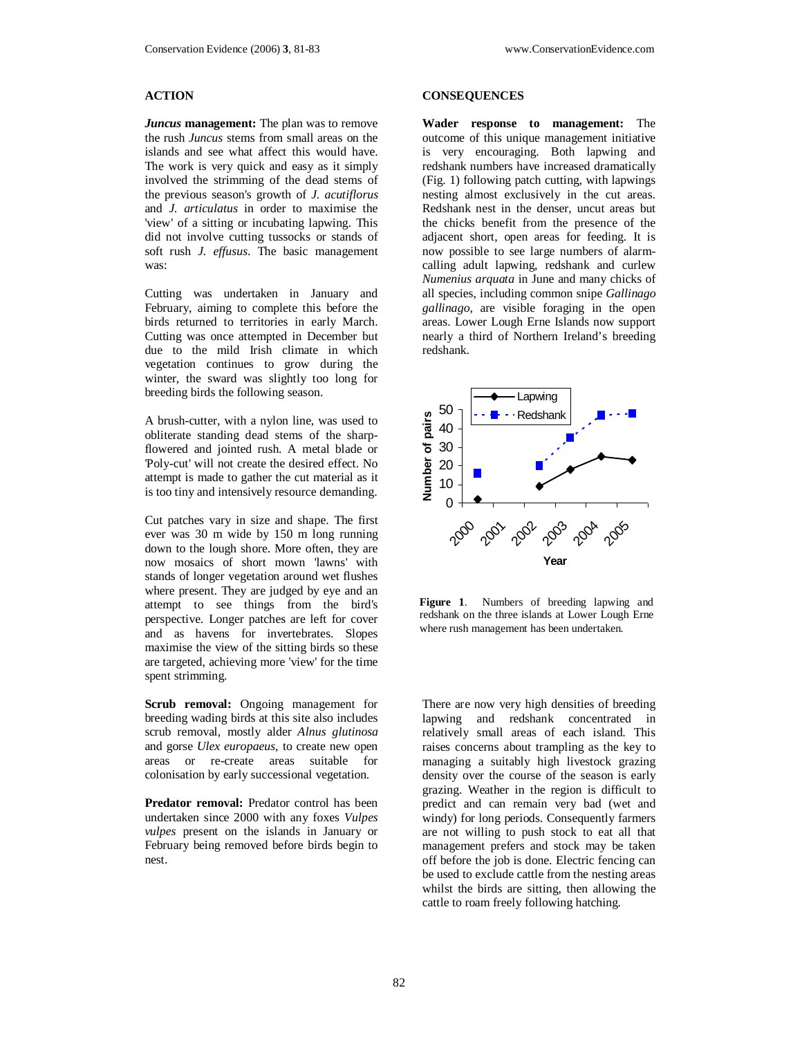## ACTION

***Juncus* management:** The plan was to remove the rush *Juncus* stems from small areas on the islands and see what affect this would have. The work is very quick and easy as it simply involved the strimming of the dead stems of the previous season's growth of *J. acutiflorus* and *J. articulatus* in order to maximise the 'view' of a sitting or incubating lapwing. This did not involve cutting tussocks or stands of soft rush *J. effusus*. The basic management was:

Cutting was undertaken in January and February, aiming to complete this before the birds returned to territories in early March. Cutting was once attempted in December but due to the mild Irish climate in which vegetation continues to grow during the winter, the sward was slightly too long for breeding birds the following season.

A brush-cutter, with a nylon line, was used to obliterate standing dead stems of the sharp-flowered and jointed rush. A metal blade or 'Poly-cut' will not create the desired effect. No attempt is made to gather the cut material as it is too tiny and intensively resource demanding.

Cut patches vary in size and shape. The first ever was 30 m wide by 150 m long running down to the lough shore. More often, they are now mosaics of short mown 'lawns' with stands of longer vegetation around wet flushes where present. They are judged by eye and an attempt to see things from the bird's perspective. Longer patches are left for cover and as havens for invertebrates. Slopes maximise the view of the sitting birds so these are targeted, achieving more 'view' for the time spent strimming.

**Scrub removal:** Ongoing management for breeding wading birds at this site also includes scrub removal, mostly alder *Alnus glutinosa* and gorse *Ulex europaeus*, to create new open areas or re-create areas suitable for colonisation by early successional vegetation.

**Predator removal:** Predator control has been undertaken since 2000 with any foxes *Vulpes vulpes* present on the islands in January or February being removed before birds begin to nest.

## CONSEQUENCES

**Wader response to management:** The outcome of this unique management initiative is very encouraging. Both lapwing and redshank numbers have increased dramatically (Fig. 1) following patch cutting, with lapwings nesting almost exclusively in the cut areas. Redshank nest in the denser, uncut areas but the chicks benefit from the presence of the adjacent short, open areas for feeding. It is now possible to see large numbers of alarm-calling adult lapwing, redshank and curlew *Numenius arquata* in June and many chicks of all species, including common snipe *Gallinago gallinago*, are visible foraging in the open areas. Lower Lough Erne Islands now support nearly a third of Northern Ireland's breeding redshank.

**Figure 1**. Numbers of breeding lapwing and redshank on the three islands at Lower Lough Erne where rush management has been undertaken.

There are now very high densities of breeding lapwing and redshank concentrated in relatively small areas of each island. This raises concerns about trampling as the key to managing a suitably high livestock grazing density over the course of the season is early grazing. Weather in the region is difficult to predict and can remain very bad (wet and windy) for long periods. Consequently farmers are not willing to push stock to eat all that management prefers and stock may be taken off before the job is done. Electric fencing can be used to exclude cattle from the nesting areas whilst the birds are sitting, then allowing the cattle to roam freely following hatching.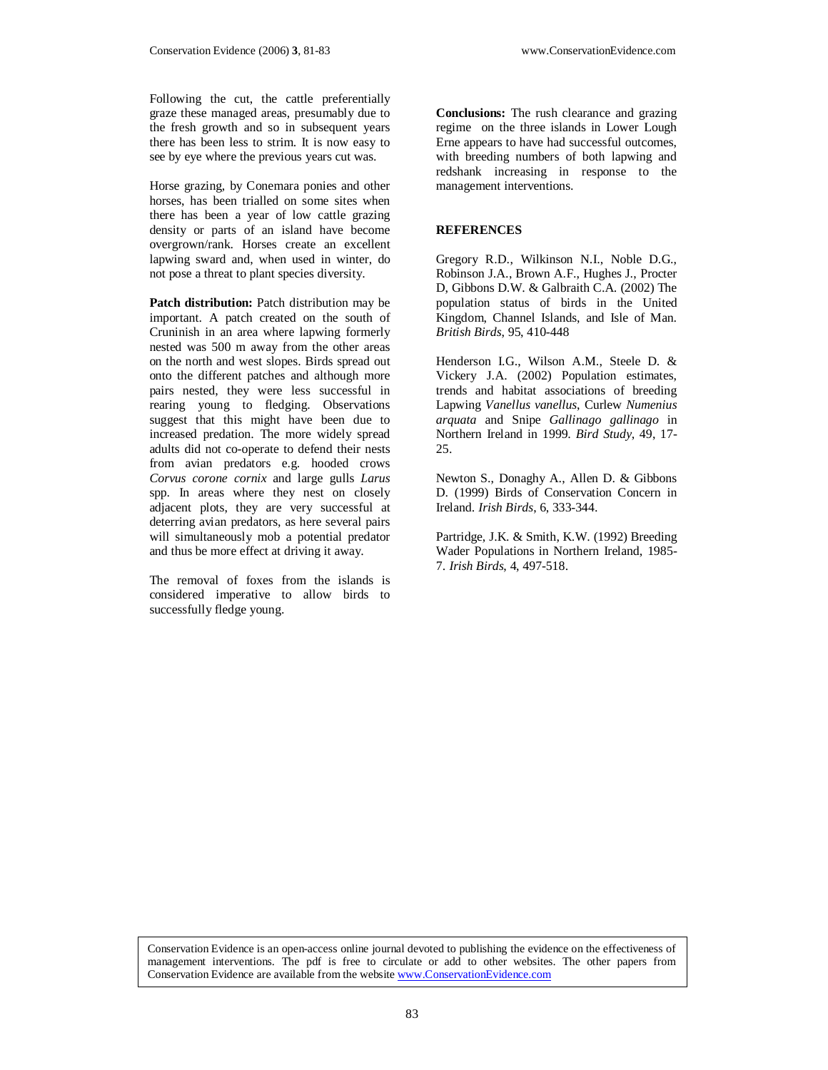Following the cut, the cattle preferentially graze these managed areas, presumably due to the fresh growth and so in subsequent years there has been less to strim. It is now easy to see by eye where the previous years cut was.

Horse grazing, by Conemara ponies and other horses, has been trialled on some sites when there has been a year of low cattle grazing density or parts of an island have become overgrown/rank. Horses create an excellent lapwing sward and, when used in winter, do not pose a threat to plant species diversity.

**Patch distribution:** Patch distribution may be important. A patch created on the south of Cruninish in an area where lapwing formerly nested was 500 m away from the other areas on the north and west slopes. Birds spread out onto the different patches and although more pairs nested, they were less successful in rearing young to fledging. Observations suggest that this might have been due to increased predation. The more widely spread adults did not co-operate to defend their nests from avian predators e.g. hooded crows *Corvus corone cornix* and large gulls *Larus* spp. In areas where they nest on closely adjacent plots, they are very successful at deterring avian predators, as here several pairs will simultaneously mob a potential predator and thus be more effect at driving it away.

The removal of foxes from the islands is considered imperative to allow birds to successfully fledge young.

**Conclusions:** The rush clearance and grazing regime on the three islands in Lower Lough Erne appears to have had successful outcomes, with breeding numbers of both lapwing and redshank increasing in response to the management interventions.

## REFERENCES

Gregory R.D., Wilkinson N.I., Noble D.G., Robinson J.A., Brown A.F., Hughes J., Procter D, Gibbons D.W. & Galbraith C.A. (2002) The population status of birds in the United Kingdom, Channel Islands, and Isle of Man. *British Birds*, 95, 410-448

Henderson I.G., Wilson A.M., Steele D. & Vickery J.A. (2002) Population estimates, trends and habitat associations of breeding Lapwing *Vanellus vanellus*, Curlew *Numenius arquata* and Snipe *Gallinago gallinago* in Northern Ireland in 1999. *Bird Study*, 49, 17-25.

Newton S., Donaghy A., Allen D. & Gibbons D. (1999) Birds of Conservation Concern in Ireland. *Irish Birds*, 6, 333-344.

Partridge, J.K. & Smith, K.W. (1992) Breeding Wader Populations in Northern Ireland, 1985-7. *Irish Birds*, 4, 497-518.

Conservation Evidence is an open-access online journal devoted to publishing the evidence on the effectiveness of management interventions. The pdf is free to circulate or add to other websites. The other papers from Conservation Evidence are available from the website www.ConservationEvidence.com